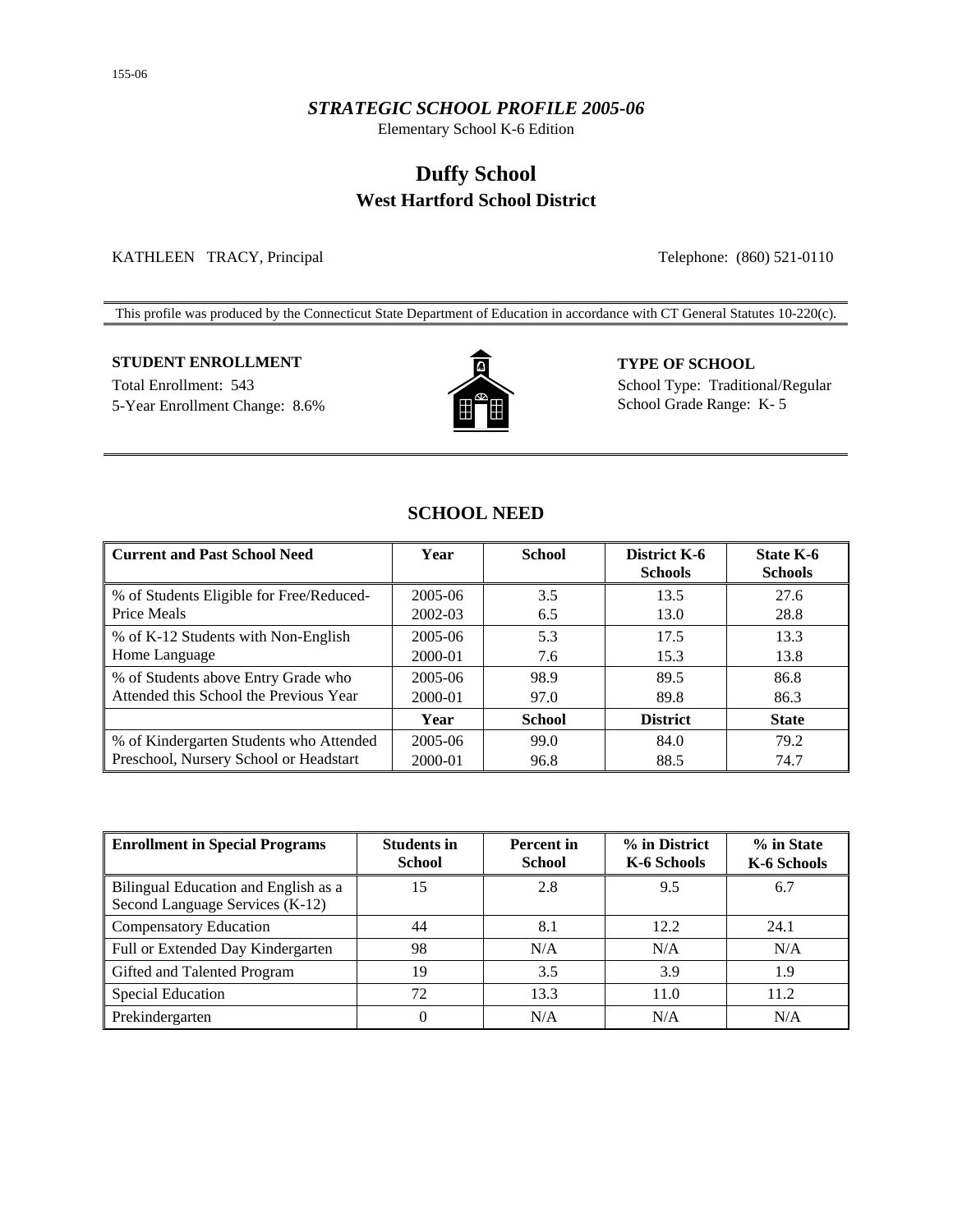155-06

*STRATEGIC SCHOOL PROFILE 2005-06*

Elementary School K-6 Edition

# Duffy School
## West Hartford School District

KATHLEEN TRACY, Principal

Telephone: (860) 521-0110

This profile was produced by the Connecticut State Department of Education in accordance with CT General Statutes 10-220(c).

**STUDENT ENROLLMENT**

Total Enrollment: 543

5-Year Enrollment Change: 8.6%

**TYPE OF SCHOOL**

School Type: Traditional/Regular

School Grade Range: K- 5

## SCHOOL NEED

| Current and Past School Need | Year | School | District K-6 Schools | State K-6 Schools |
|---|---|---|---|---|
| % of Students Eligible for Free/Reduced-Price Meals | 2005-06 | 3.5 | 13.5 | 27.6 |
| | 2002-03 | 6.5 | 13.0 | 28.8 |
| % of K-12 Students with Non-English Home Language | 2005-06 | 5.3 | 17.5 | 13.3 |
| | 2000-01 | 7.6 | 15.3 | 13.8 |
| % of Students above Entry Grade who Attended this School the Previous Year | 2005-06 | 98.9 | 89.5 | 86.8 |
| | 2000-01 | 97.0 | 89.8 | 86.3 |
| | **Year** | **School** | **District** | **State** |
| % of Kindergarten Students who Attended Preschool, Nursery School or Headstart | 2005-06 | 99.0 | 84.0 | 79.2 |
| | 2000-01 | 96.8 | 88.5 | 74.7 |

| Enrollment in Special Programs | Students in School | Percent in School | % in District K-6 Schools | % in State K-6 Schools |
|---|---|---|---|---|
| Bilingual Education and English as a Second Language Services (K-12) | 15 | 2.8 | 9.5 | 6.7 |
| Compensatory Education | 44 | 8.1 | 12.2 | 24.1 |
| Full or Extended Day Kindergarten | 98 | N/A | N/A | N/A |
| Gifted and Talented Program | 19 | 3.5 | 3.9 | 1.9 |
| Special Education | 72 | 13.3 | 11.0 | 11.2 |
| Prekindergarten | 0 | N/A | N/A | N/A |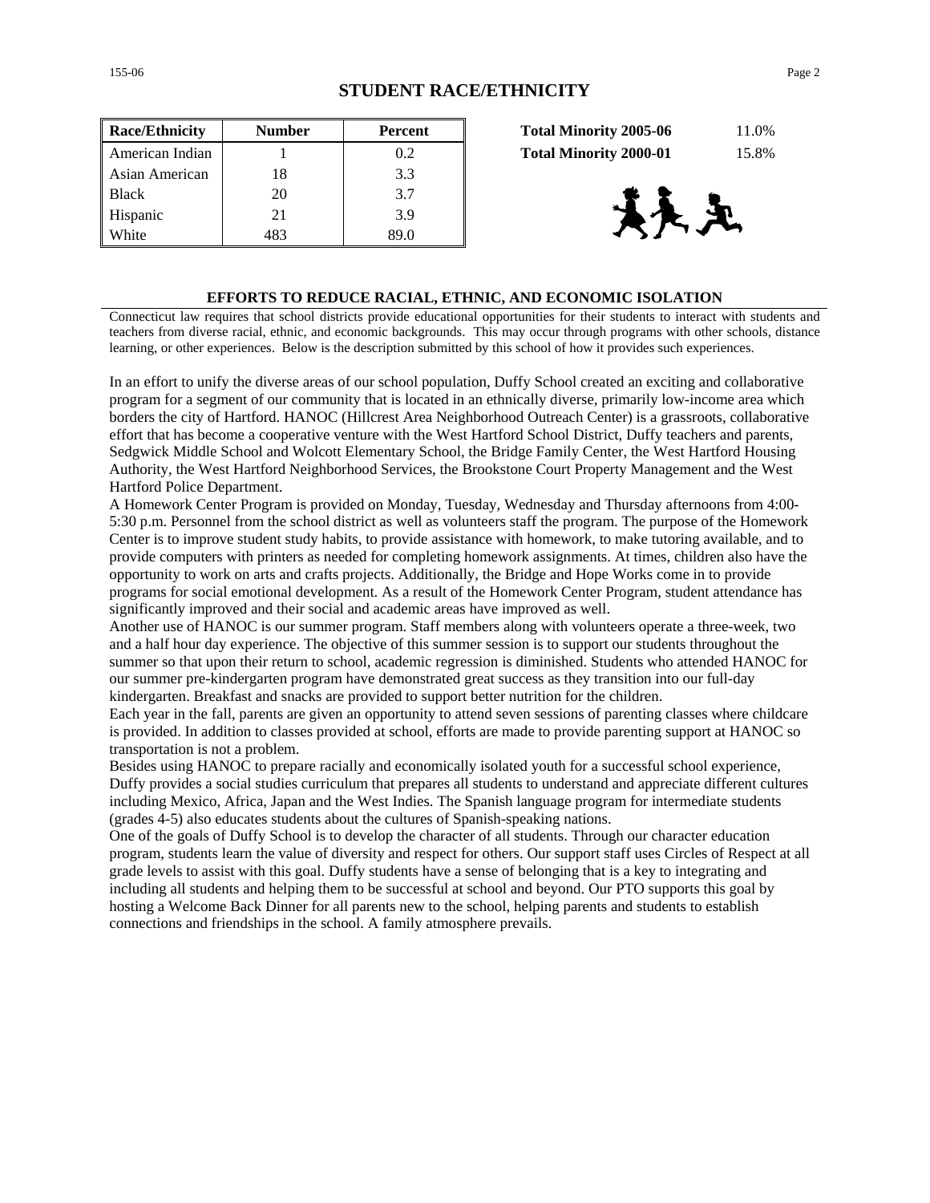## STUDENT RACE/ETHNICITY

| Race/Ethnicity | Number | Percent |
|---|---|---|
| American Indian | 1 | 0.2 |
| Asian American | 18 | 3.3 |
| Black | 20 | 3.7 |
| Hispanic | 21 | 3.9 |
| White | 483 | 89.0 |

| | |
|---|---|
| **Total Minority 2005-06** | 11.0% |
| **Total Minority 2000-01** | 15.8% |

### EFFORTS TO REDUCE RACIAL, ETHNIC, AND ECONOMIC ISOLATION

Connecticut law requires that school districts provide educational opportunities for their students to interact with students and teachers from diverse racial, ethnic, and economic backgrounds. This may occur through programs with other schools, distance learning, or other experiences. Below is the description submitted by this school of how it provides such experiences.

In an effort to unify the diverse areas of our school population, Duffy School created an exciting and collaborative program for a segment of our community that is located in an ethnically diverse, primarily low-income area which borders the city of Hartford. HANOC (Hillcrest Area Neighborhood Outreach Center) is a grassroots, collaborative effort that has become a cooperative venture with the West Hartford School District, Duffy teachers and parents, Sedgwick Middle School and Wolcott Elementary School, the Bridge Family Center, the West Hartford Housing Authority, the West Hartford Neighborhood Services, the Brookstone Court Property Management and the West Hartford Police Department.

A Homework Center Program is provided on Monday, Tuesday, Wednesday and Thursday afternoons from 4:00-5:30 p.m. Personnel from the school district as well as volunteers staff the program. The purpose of the Homework Center is to improve student study habits, to provide assistance with homework, to make tutoring available, and to provide computers with printers as needed for completing homework assignments. At times, children also have the opportunity to work on arts and crafts projects. Additionally, the Bridge and Hope Works come in to provide programs for social emotional development. As a result of the Homework Center Program, student attendance has significantly improved and their social and academic areas have improved as well.

Another use of HANOC is our summer program. Staff members along with volunteers operate a three-week, two and a half hour day experience. The objective of this summer session is to support our students throughout the summer so that upon their return to school, academic regression is diminished. Students who attended HANOC for our summer pre-kindergarten program have demonstrated great success as they transition into our full-day kindergarten. Breakfast and snacks are provided to support better nutrition for the children.

Each year in the fall, parents are given an opportunity to attend seven sessions of parenting classes where childcare is provided. In addition to classes provided at school, efforts are made to provide parenting support at HANOC so transportation is not a problem.

Besides using HANOC to prepare racially and economically isolated youth for a successful school experience, Duffy provides a social studies curriculum that prepares all students to understand and appreciate different cultures including Mexico, Africa, Japan and the West Indies. The Spanish language program for intermediate students (grades 4-5) also educates students about the cultures of Spanish-speaking nations.

One of the goals of Duffy School is to develop the character of all students. Through our character education program, students learn the value of diversity and respect for others. Our support staff uses Circles of Respect at all grade levels to assist with this goal. Duffy students have a sense of belonging that is a key to integrating and including all students and helping them to be successful at school and beyond. Our PTO supports this goal by hosting a Welcome Back Dinner for all parents new to the school, helping parents and students to establish connections and friendships in the school. A family atmosphere prevails.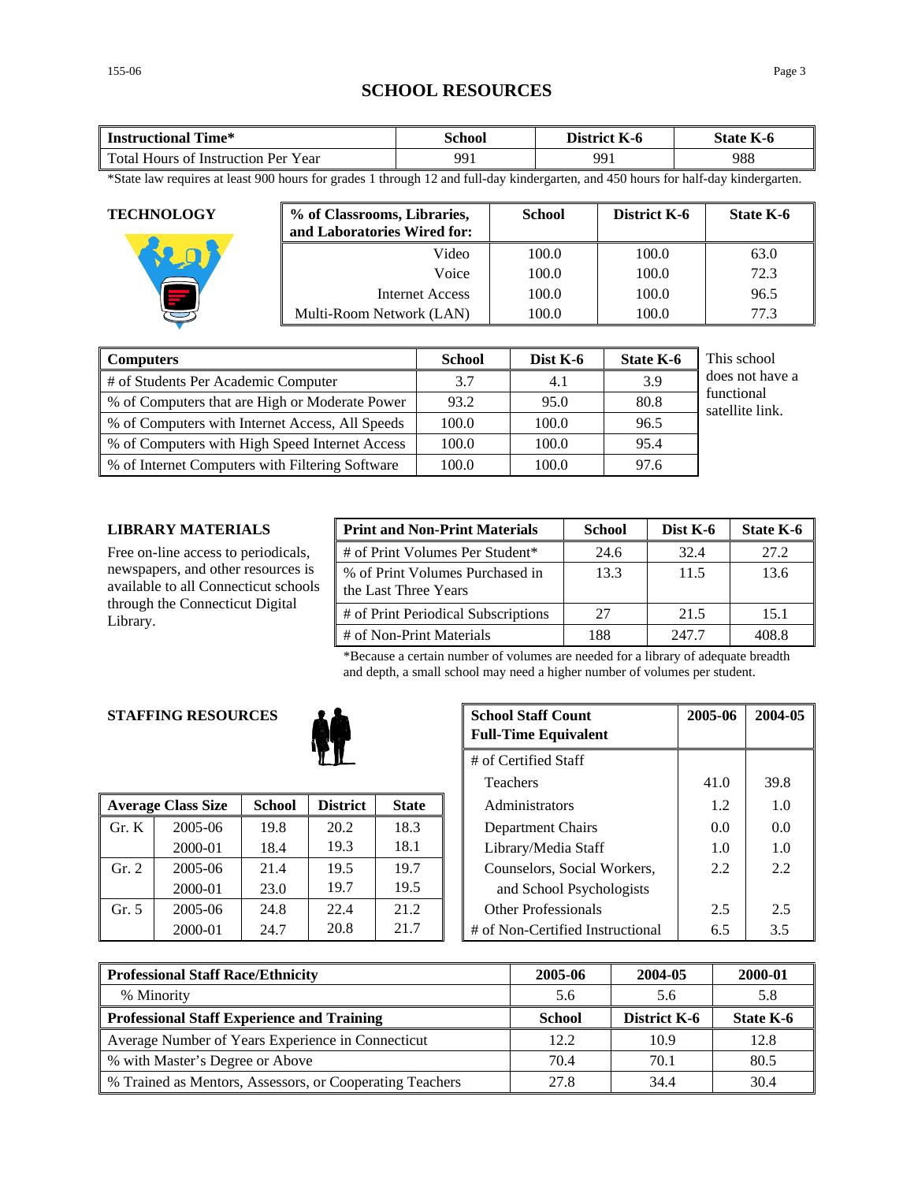# SCHOOL RESOURCES

| Instructional Time* | School | District K-6 | State K-6 |
|---|---|---|---|
| Total Hours of Instruction Per Year | 991 | 991 | 988 |

*State law requires at least 900 hours for grades 1 through 12 and full-day kindergarten, and 450 hours for half-day kindergarten.

## TECHNOLOGY

| % of Classrooms, Libraries, and Laboratories Wired for: | School | District K-6 | State K-6 |
|---|---|---|---|
| Video | 100.0 | 100.0 | 63.0 |
| Voice | 100.0 | 100.0 | 72.3 |
| Internet Access | 100.0 | 100.0 | 96.5 |
| Multi-Room Network (LAN) | 100.0 | 100.0 | 77.3 |

| Computers | School | Dist K-6 | State K-6 |
|---|---|---|---|
| # of Students Per Academic Computer | 3.7 | 4.1 | 3.9 |
| % of Computers that are High or Moderate Power | 93.2 | 95.0 | 80.8 |
| % of Computers with Internet Access, All Speeds | 100.0 | 100.0 | 96.5 |
| % of Computers with High Speed Internet Access | 100.0 | 100.0 | 95.4 |
| % of Internet Computers with Filtering Software | 100.0 | 100.0 | 97.6 |

This school does not have a functional satellite link.

## LIBRARY MATERIALS

Free on-line access to periodicals, newspapers, and other resources is available to all Connecticut schools through the Connecticut Digital Library.

| Print and Non-Print Materials | School | Dist K-6 | State K-6 |
|---|---|---|---|
| # of Print Volumes Per Student* | 24.6 | 32.4 | 27.2 |
| % of Print Volumes Purchased in the Last Three Years | 13.3 | 11.5 | 13.6 |
| # of Print Periodical Subscriptions | 27 | 21.5 | 15.1 |
| # of Non-Print Materials | 188 | 247.7 | 408.8 |

*Because a certain number of volumes are needed for a library of adequate breadth and depth, a small school may need a higher number of volumes per student.

## STAFFING RESOURCES

| Average Class Size | | School | District | State |
|---|---|---|---|---|
| Gr. K | 2005-06 | 19.8 | 20.2 | 18.3 |
| | 2000-01 | 18.4 | 19.3 | 18.1 |
| Gr. 2 | 2005-06 | 21.4 | 19.5 | 19.7 |
| | 2000-01 | 23.0 | 19.7 | 19.5 |
| Gr. 5 | 2005-06 | 24.8 | 22.4 | 21.2 |
| | 2000-01 | 24.7 | 20.8 | 21.7 |

| School Staff Count Full-Time Equivalent | 2005-06 | 2004-05 |
|---|---|---|
| # of Certified Staff | | |
| Teachers | 41.0 | 39.8 |
| Administrators | 1.2 | 1.0 |
| Department Chairs | 0.0 | 0.0 |
| Library/Media Staff | 1.0 | 1.0 |
| Counselors, Social Workers, and School Psychologists | 2.2 | 2.2 |
| Other Professionals | 2.5 | 2.5 |
| # of Non-Certified Instructional | 6.5 | 3.5 |

| Professional Staff Race/Ethnicity | 2005-06 | 2004-05 | 2000-01 |
|---|---|---|---|
| % Minority | 5.6 | 5.6 | 5.8 |
| **Professional Staff Experience and Training** | **School** | **District K-6** | **State K-6** |
| Average Number of Years Experience in Connecticut | 12.2 | 10.9 | 12.8 |
| % with Master's Degree or Above | 70.4 | 70.1 | 80.5 |
| % Trained as Mentors, Assessors, or Cooperating Teachers | 27.8 | 34.4 | 30.4 |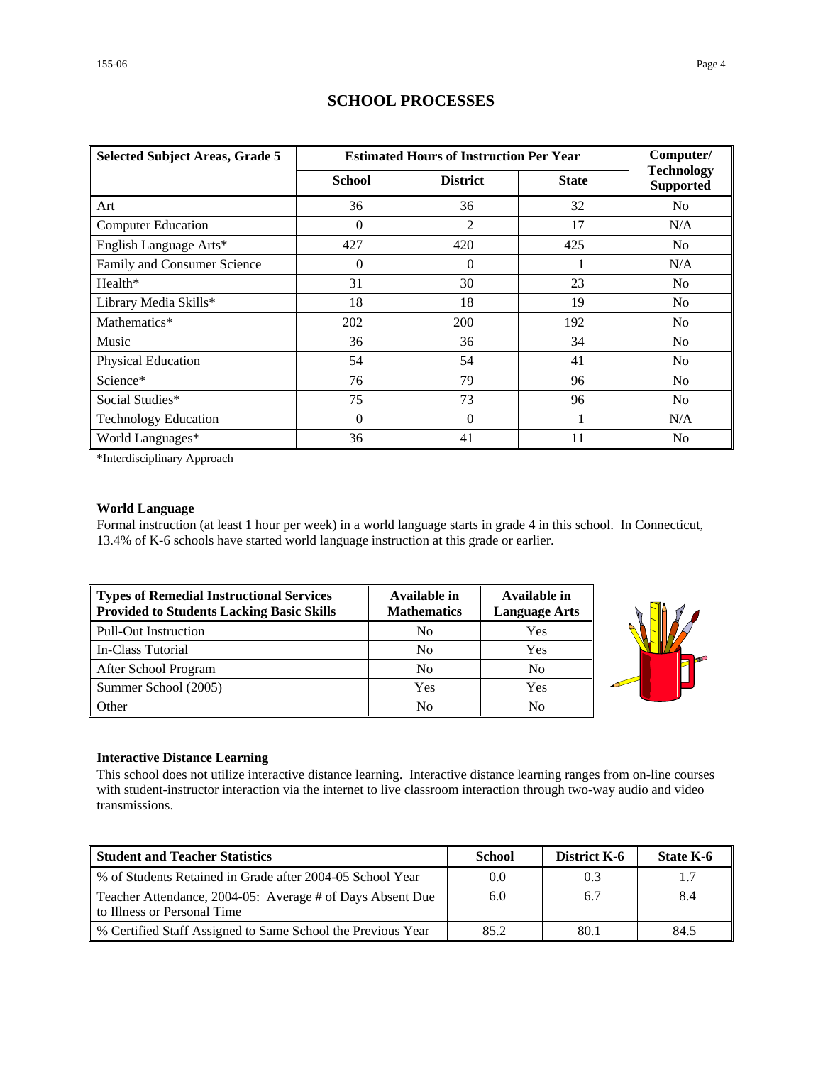## SCHOOL PROCESSES

| Selected Subject Areas, Grade 5 | Estimated Hours of Instruction Per Year | | | Computer/ Technology Supported |
|---|---|---|---|---|
| | School | District | State | |
| Art | 36 | 36 | 32 | No |
| Computer Education | 0 | 2 | 17 | N/A |
| English Language Arts* | 427 | 420 | 425 | No |
| Family and Consumer Science | 0 | 0 | 1 | N/A |
| Health* | 31 | 30 | 23 | No |
| Library Media Skills* | 18 | 18 | 19 | No |
| Mathematics* | 202 | 200 | 192 | No |
| Music | 36 | 36 | 34 | No |
| Physical Education | 54 | 54 | 41 | No |
| Science* | 76 | 79 | 96 | No |
| Social Studies* | 75 | 73 | 96 | No |
| Technology Education | 0 | 0 | 1 | N/A |
| World Languages* | 36 | 41 | 11 | No |

*Interdisciplinary Approach

**World Language**

Formal instruction (at least 1 hour per week) in a world language starts in grade 4 in this school. In Connecticut, 13.4% of K-6 schools have started world language instruction at this grade or earlier.

| Types of Remedial Instructional Services Provided to Students Lacking Basic Skills | Available in Mathematics | Available in Language Arts |
|---|---|---|
| Pull-Out Instruction | No | Yes |
| In-Class Tutorial | No | Yes |
| After School Program | No | No |
| Summer School (2005) | Yes | Yes |
| Other | No | No |

**Interactive Distance Learning**

This school does not utilize interactive distance learning. Interactive distance learning ranges from on-line courses with student-instructor interaction via the internet to live classroom interaction through two-way audio and video transmissions.

| Student and Teacher Statistics | School | District K-6 | State K-6 |
|---|---|---|---|
| % of Students Retained in Grade after 2004-05 School Year | 0.0 | 0.3 | 1.7 |
| Teacher Attendance, 2004-05: Average # of Days Absent Due to Illness or Personal Time | 6.0 | 6.7 | 8.4 |
| % Certified Staff Assigned to Same School the Previous Year | 85.2 | 80.1 | 84.5 |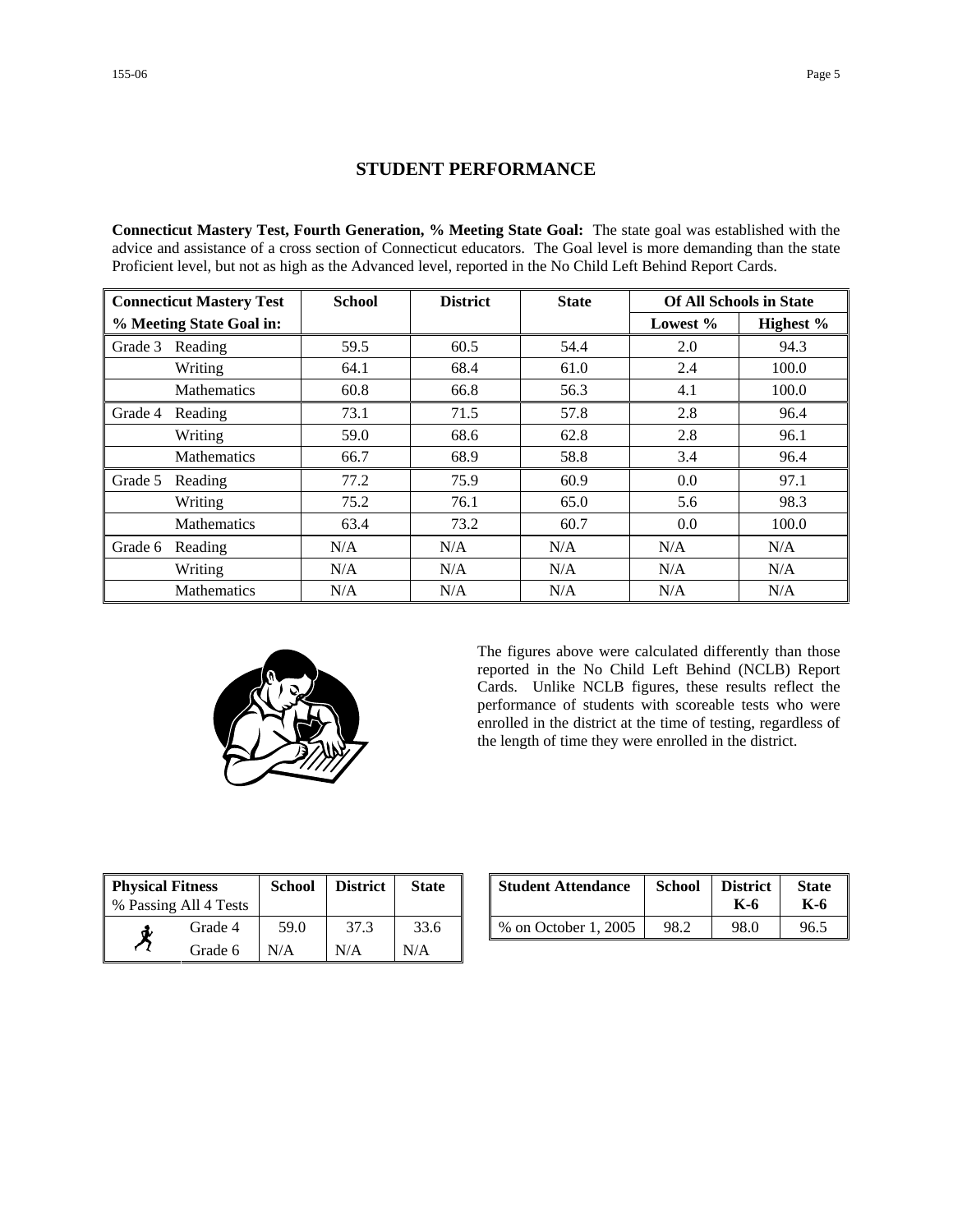# STUDENT PERFORMANCE

**Connecticut Mastery Test, Fourth Generation, % Meeting State Goal:** The state goal was established with the advice and assistance of a cross section of Connecticut educators. The Goal level is more demanding than the state Proficient level, but not as high as the Advanced level, reported in the No Child Left Behind Report Cards.

| Connecticut Mastery Test % Meeting State Goal in: | | School | District | State | Of All Schools in State | |
|---|---|---|---|---|---|---|
| | | | | | Lowest % | Highest % |
| Grade 3 | Reading | 59.5 | 60.5 | 54.4 | 2.0 | 94.3 |
| | Writing | 64.1 | 68.4 | 61.0 | 2.4 | 100.0 |
| | Mathematics | 60.8 | 66.8 | 56.3 | 4.1 | 100.0 |
| Grade 4 | Reading | 73.1 | 71.5 | 57.8 | 2.8 | 96.4 |
| | Writing | 59.0 | 68.6 | 62.8 | 2.8 | 96.1 |
| | Mathematics | 66.7 | 68.9 | 58.8 | 3.4 | 96.4 |
| Grade 5 | Reading | 77.2 | 75.9 | 60.9 | 0.0 | 97.1 |
| | Writing | 75.2 | 76.1 | 65.0 | 5.6 | 98.3 |
| | Mathematics | 63.4 | 73.2 | 60.7 | 0.0 | 100.0 |
| Grade 6 | Reading | N/A | N/A | N/A | N/A | N/A |
| | Writing | N/A | N/A | N/A | N/A | N/A |
| | Mathematics | N/A | N/A | N/A | N/A | N/A |

The figures above were calculated differently than those reported in the No Child Left Behind (NCLB) Report Cards. Unlike NCLB figures, these results reflect the performance of students with scoreable tests who were enrolled in the district at the time of testing, regardless of the length of time they were enrolled in the district.

| Physical Fitness % Passing All 4 Tests | School | District | State |
|---|---|---|---|
| Grade 4 | 59.0 | 37.3 | 33.6 |
| Grade 6 | N/A | N/A | N/A |

| Student Attendance | School | District K-6 | State K-6 |
|---|---|---|---|
| % on October 1, 2005 | 98.2 | 98.0 | 96.5 |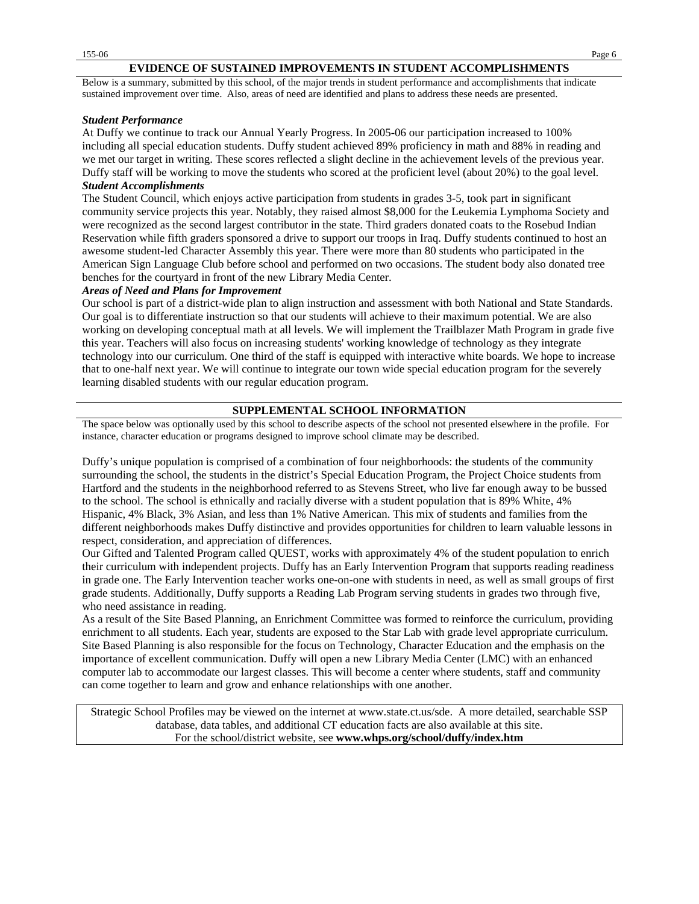## EVIDENCE OF SUSTAINED IMPROVEMENTS IN STUDENT ACCOMPLISHMENTS

Below is a summary, submitted by this school, of the major trends in student performance and accomplishments that indicate sustained improvement over time. Also, areas of need are identified and plans to address these needs are presented.

***Student Performance***

At Duffy we continue to track our Annual Yearly Progress. In 2005-06 our participation increased to 100% including all special education students. Duffy student achieved 89% proficiency in math and 88% in reading and we met our target in writing. These scores reflected a slight decline in the achievement levels of the previous year. Duffy staff will be working to move the students who scored at the proficient level (about 20%) to the goal level.

***Student Accomplishments***

The Student Council, which enjoys active participation from students in grades 3-5, took part in significant community service projects this year. Notably, they raised almost $8,000 for the Leukemia Lymphoma Society and were recognized as the second largest contributor in the state. Third graders donated coats to the Rosebud Indian Reservation while fifth graders sponsored a drive to support our troops in Iraq. Duffy students continued to host an awesome student-led Character Assembly this year. There were more than 80 students who participated in the American Sign Language Club before school and performed on two occasions. The student body also donated tree benches for the courtyard in front of the new Library Media Center.

***Areas of Need and Plans for Improvement***

Our school is part of a district-wide plan to align instruction and assessment with both National and State Standards. Our goal is to differentiate instruction so that our students will achieve to their maximum potential. We are also working on developing conceptual math at all levels. We will implement the Trailblazer Math Program in grade five this year. Teachers will also focus on increasing students' working knowledge of technology as they integrate technology into our curriculum. One third of the staff is equipped with interactive white boards. We hope to increase that to one-half next year. We will continue to integrate our town wide special education program for the severely learning disabled students with our regular education program.

## SUPPLEMENTAL SCHOOL INFORMATION

The space below was optionally used by this school to describe aspects of the school not presented elsewhere in the profile. For instance, character education or programs designed to improve school climate may be described.

Duffy's unique population is comprised of a combination of four neighborhoods: the students of the community surrounding the school, the students in the district's Special Education Program, the Project Choice students from Hartford and the students in the neighborhood referred to as Stevens Street, who live far enough away to be bussed to the school. The school is ethnically and racially diverse with a student population that is 89% White, 4% Hispanic, 4% Black, 3% Asian, and less than 1% Native American. This mix of students and families from the different neighborhoods makes Duffy distinctive and provides opportunities for children to learn valuable lessons in respect, consideration, and appreciation of differences.

Our Gifted and Talented Program called QUEST, works with approximately 4% of the student population to enrich their curriculum with independent projects. Duffy has an Early Intervention Program that supports reading readiness in grade one. The Early Intervention teacher works one-on-one with students in need, as well as small groups of first grade students. Additionally, Duffy supports a Reading Lab Program serving students in grades two through five, who need assistance in reading.

As a result of the Site Based Planning, an Enrichment Committee was formed to reinforce the curriculum, providing enrichment to all students. Each year, students are exposed to the Star Lab with grade level appropriate curriculum. Site Based Planning is also responsible for the focus on Technology, Character Education and the emphasis on the importance of excellent communication. Duffy will open a new Library Media Center (LMC) with an enhanced computer lab to accommodate our largest classes. This will become a center where students, staff and community can come together to learn and grow and enhance relationships with one another.

Strategic School Profiles may be viewed on the internet at www.state.ct.us/sde. A more detailed, searchable SSP database, data tables, and additional CT education facts are also available at this site.
For the school/district website, see **www.whps.org/school/duffy/index.htm**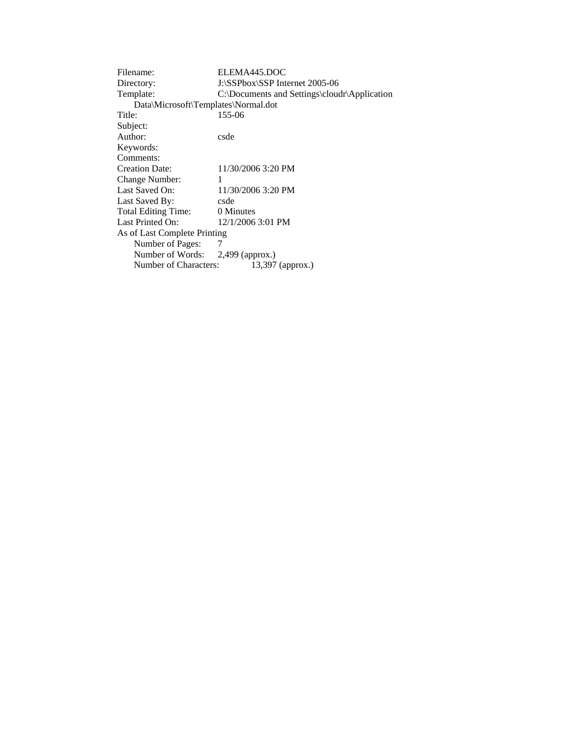Filename: ELEMA445.DOC
Directory: J:\SSPbox\SSP Internet 2005-06
Template: C:\Documents and Settings\cloudr\Application Data\Microsoft\Templates\Normal.dot
Title: 155-06
Subject:
Author: csde
Keywords:
Comments:
Creation Date: 11/30/2006 3:20 PM
Change Number: 1
Last Saved On: 11/30/2006 3:20 PM
Last Saved By: csde
Total Editing Time: 0 Minutes
Last Printed On: 12/1/2006 3:01 PM
As of Last Complete Printing
Number of Pages: 7
Number of Words: 2,499 (approx.)
Number of Characters: 13,397 (approx.)